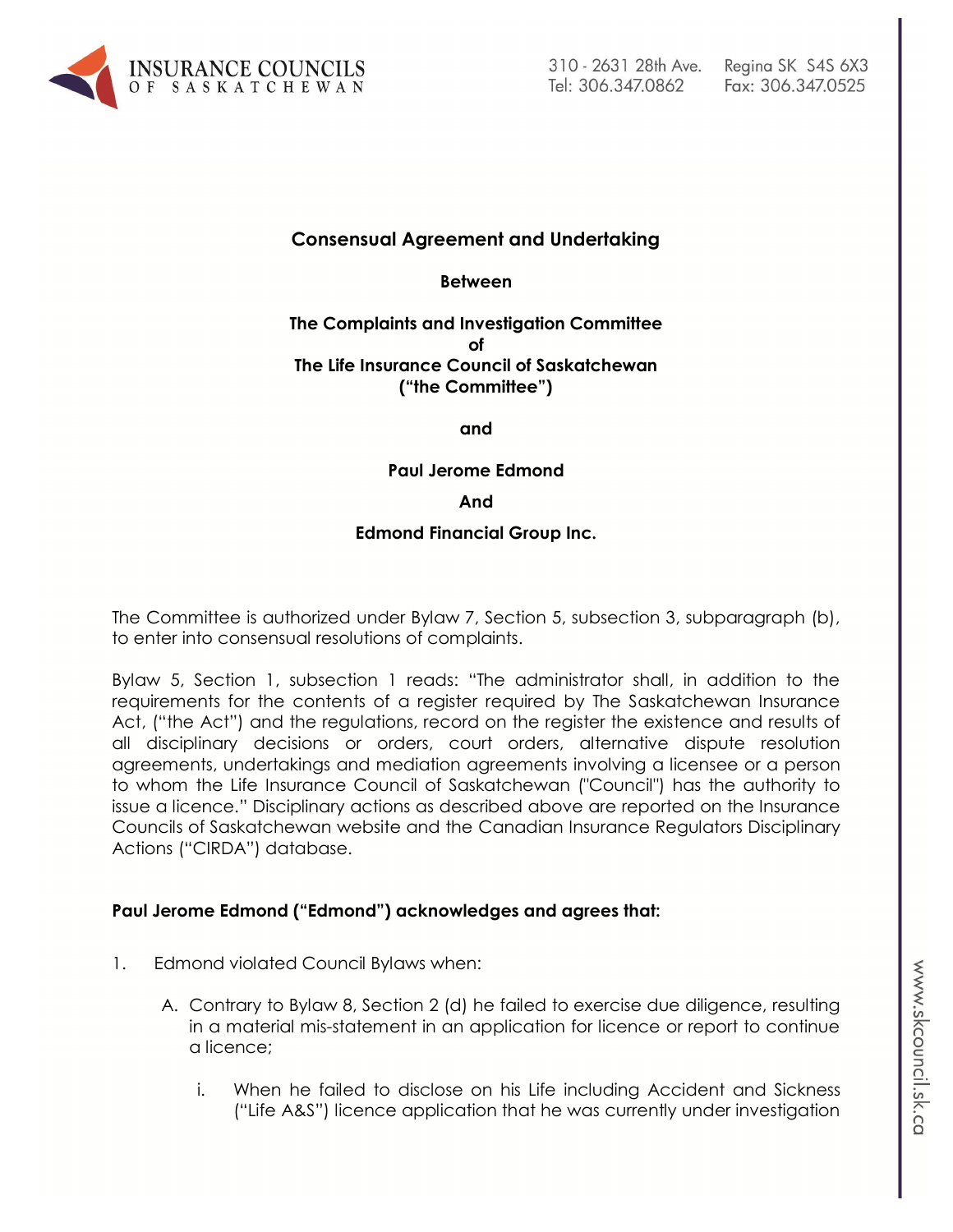**Consensual Agreement and Undertaking**

**Between**

**The Complaints and Investigation Committee**
**of**
**The Life Insurance Council of Saskatchewan**
**("the Committee")**

**and**

**Paul Jerome Edmond**

**And**

**Edmond Financial Group Inc.**

The Committee is authorized under Bylaw 7, Section 5, subsection 3, subparagraph (b), to enter into consensual resolutions of complaints.

Bylaw 5, Section 1, subsection 1 reads: "The administrator shall, in addition to the requirements for the contents of a register required by The Saskatchewan Insurance Act, ("the Act") and the regulations, record on the register the existence and results of all disciplinary decisions or orders, court orders, alternative dispute resolution agreements, undertakings and mediation agreements involving a licensee or a person to whom the Life Insurance Council of Saskatchewan ("Council") has the authority to issue a licence." Disciplinary actions as described above are reported on the Insurance Councils of Saskatchewan website and the Canadian Insurance Regulators Disciplinary Actions ("CIRDA") database.

**Paul Jerome Edmond ("Edmond") acknowledges and agrees that:**

1. Edmond violated Council Bylaws when:

   A. Contrary to Bylaw 8, Section 2 (d) he failed to exercise due diligence, resulting in a material mis-statement in an application for licence or report to continue a licence;

      i. When he failed to disclose on his Life including Accident and Sickness ("Life A&S") licence application that he was currently under investigation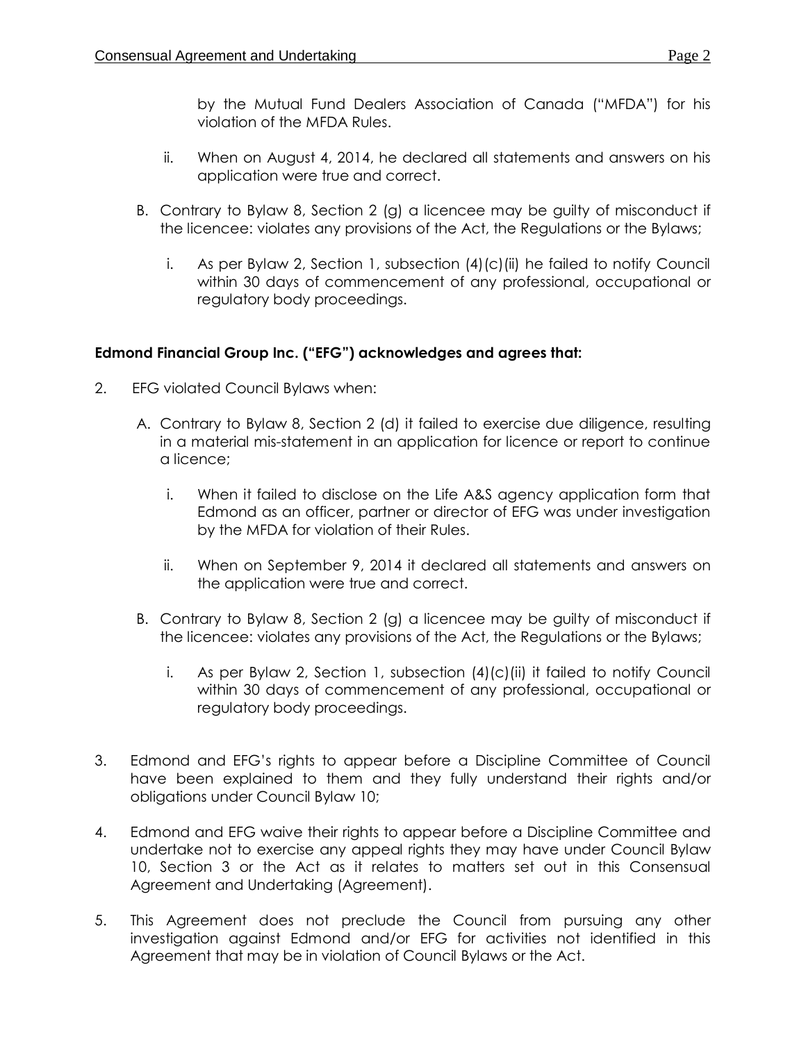by the Mutual Fund Dealers Association of Canada ("MFDA") for his violation of the MFDA Rules.

   ii. When on August 4, 2014, he declared all statements and answers on his application were true and correct.

B. Contrary to Bylaw 8, Section 2 (g) a licencee may be guilty of misconduct if the licencee: violates any provisions of the Act, the Regulations or the Bylaws;

   i. As per Bylaw 2, Section 1, subsection (4)(c)(ii) he failed to notify Council within 30 days of commencement of any professional, occupational or regulatory body proceedings.

**Edmond Financial Group Inc. ("EFG") acknowledges and agrees that:**

2. EFG violated Council Bylaws when:

   A. Contrary to Bylaw 8, Section 2 (d) it failed to exercise due diligence, resulting in a material mis-statement in an application for licence or report to continue a licence;

      i. When it failed to disclose on the Life A&S agency application form that Edmond as an officer, partner or director of EFG was under investigation by the MFDA for violation of their Rules.

      ii. When on September 9, 2014 it declared all statements and answers on the application were true and correct.

   B. Contrary to Bylaw 8, Section 2 (g) a licencee may be guilty of misconduct if the licencee: violates any provisions of the Act, the Regulations or the Bylaws;

      i. As per Bylaw 2, Section 1, subsection (4)(c)(ii) it failed to notify Council within 30 days of commencement of any professional, occupational or regulatory body proceedings.

3. Edmond and EFG's rights to appear before a Discipline Committee of Council have been explained to them and they fully understand their rights and/or obligations under Council Bylaw 10;

4. Edmond and EFG waive their rights to appear before a Discipline Committee and undertake not to exercise any appeal rights they may have under Council Bylaw 10, Section 3 or the Act as it relates to matters set out in this Consensual Agreement and Undertaking (Agreement).

5. This Agreement does not preclude the Council from pursuing any other investigation against Edmond and/or EFG for activities not identified in this Agreement that may be in violation of Council Bylaws or the Act.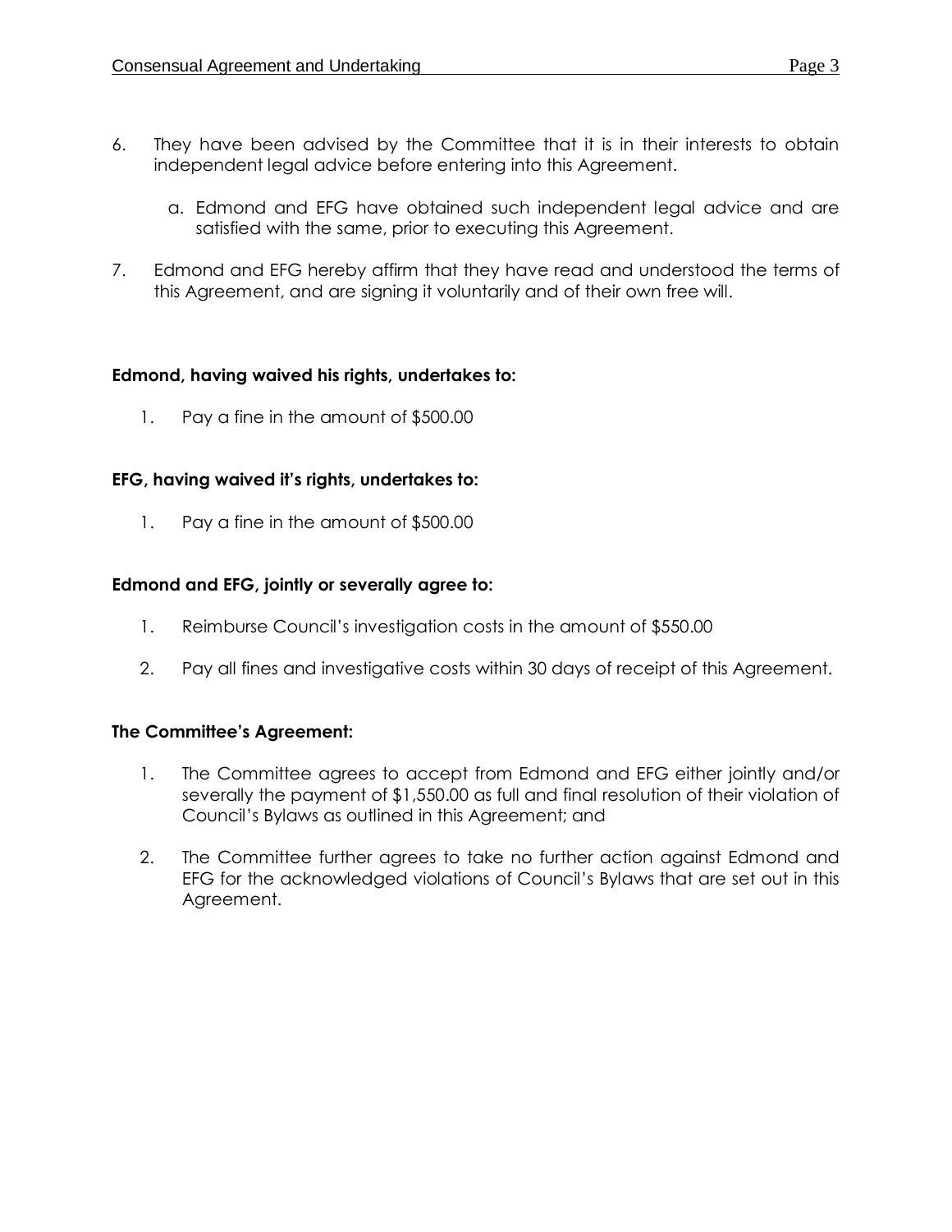6. They have been advised by the Committee that it is in their interests to obtain independent legal advice before entering into this Agreement.

   a. Edmond and EFG have obtained such independent legal advice and are satisfied with the same, prior to executing this Agreement.

7. Edmond and EFG hereby affirm that they have read and understood the terms of this Agreement, and are signing it voluntarily and of their own free will.

**Edmond, having waived his rights, undertakes to:**

1. Pay a fine in the amount of $500.00

**EFG, having waived it's rights, undertakes to:**

1. Pay a fine in the amount of $500.00

**Edmond and EFG, jointly or severally agree to:**

1. Reimburse Council's investigation costs in the amount of $550.00

2. Pay all fines and investigative costs within 30 days of receipt of this Agreement.

**The Committee's Agreement:**

1. The Committee agrees to accept from Edmond and EFG either jointly and/or severally the payment of $1,550.00 as full and final resolution of their violation of Council's Bylaws as outlined in this Agreement; and

2. The Committee further agrees to take no further action against Edmond and EFG for the acknowledged violations of Council's Bylaws that are set out in this Agreement.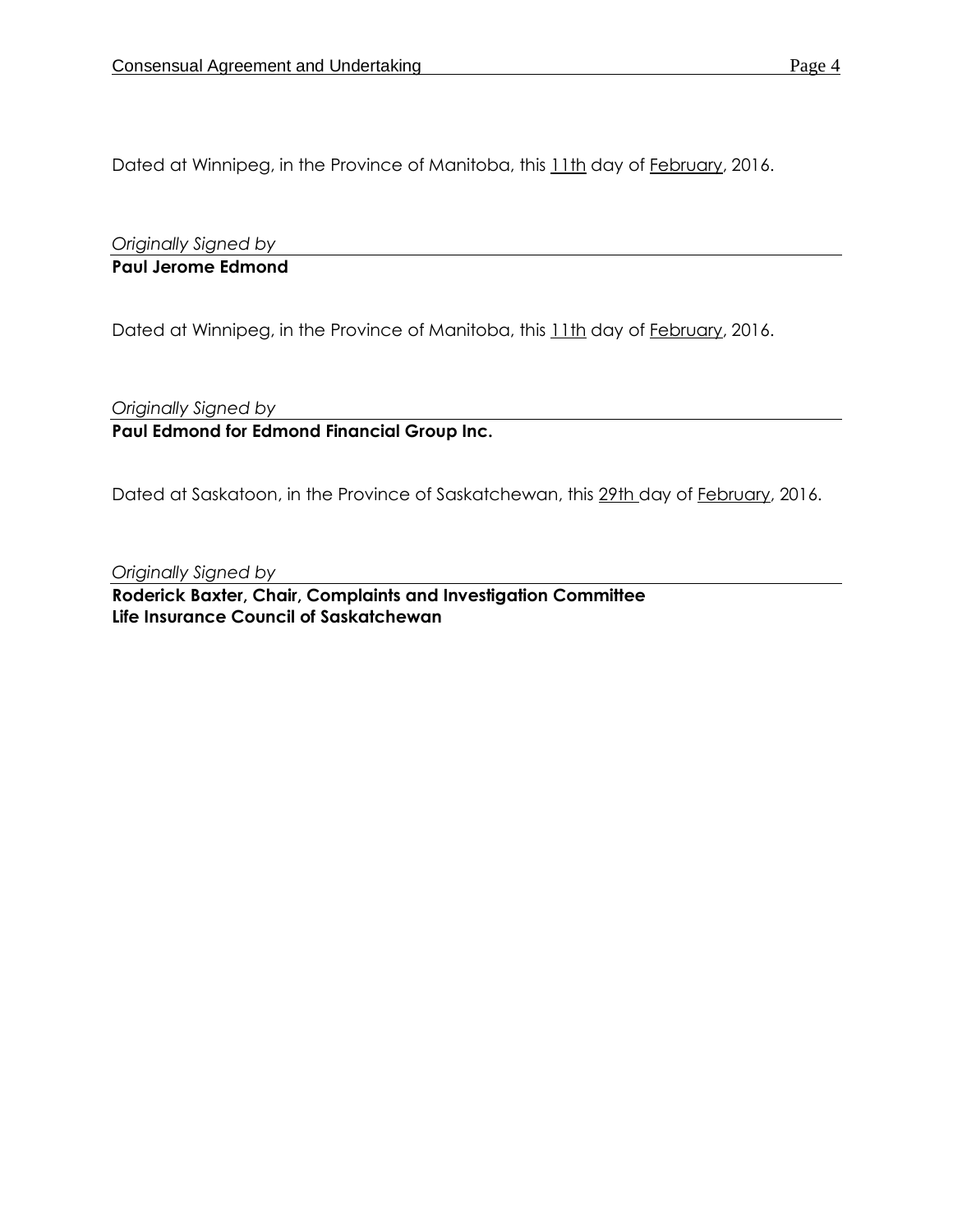Dated at Winnipeg, in the Province of Manitoba, this 11th day of February, 2016.

*Originally Signed by*
**Paul Jerome Edmond**

Dated at Winnipeg, in the Province of Manitoba, this 11th day of February, 2016.

*Originally Signed by*
**Paul Edmond for Edmond Financial Group Inc.**

Dated at Saskatoon, in the Province of Saskatchewan, this 29th day of February, 2016.

*Originally Signed by*
**Roderick Baxter, Chair, Complaints and Investigation Committee**
**Life Insurance Council of Saskatchewan**